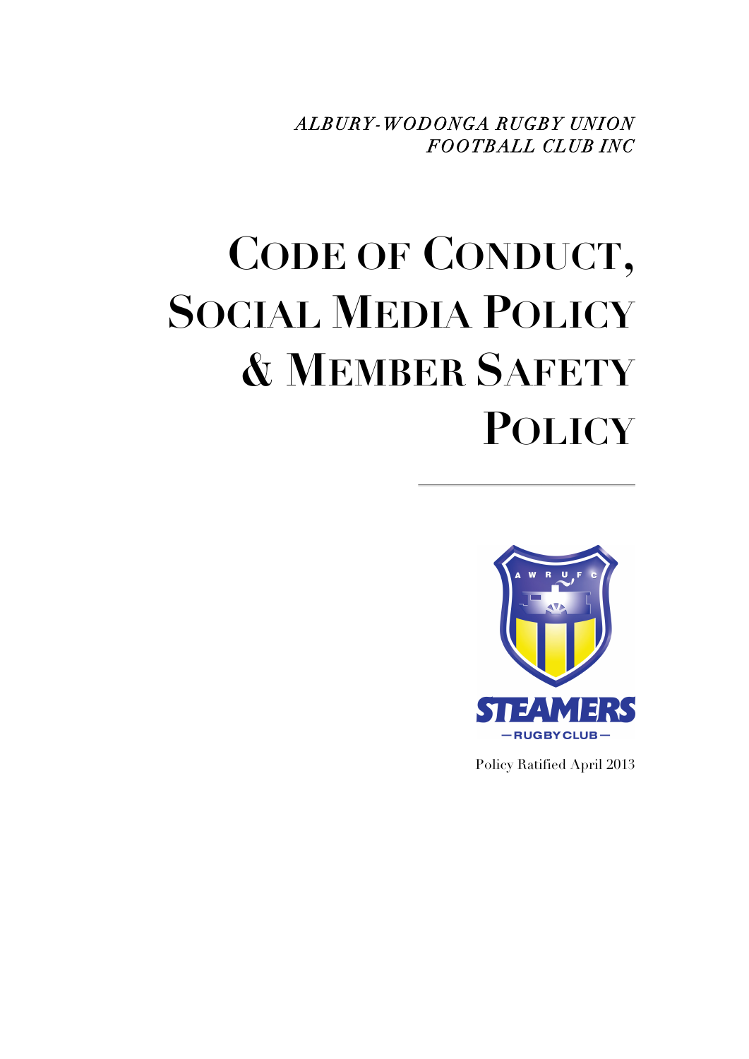*ALBURY-WODONGA RUGBY UNION FOOTBALL CLUB INC*

# CODE OF CONDUCT, SOCIAL MEDIA POLICY & MEMBER SAFETY POLICY

Policy Ratified April 2013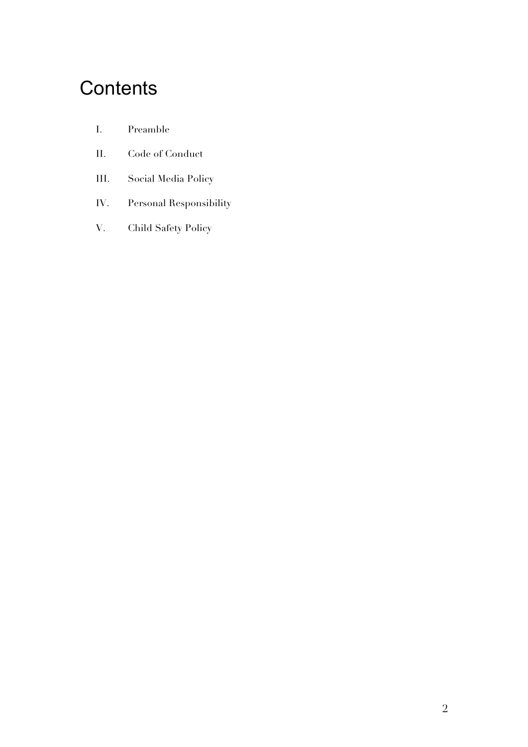# Contents

I. Preamble

II. Code of Conduct

III. Social Media Policy

IV. Personal Responsibility

V. Child Safety Policy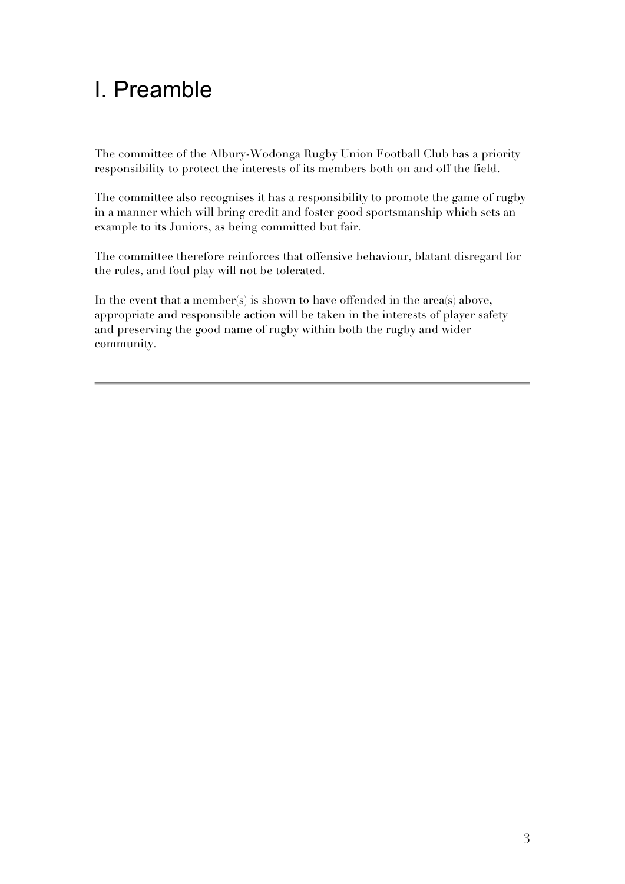# I. Preamble

The committee of the Albury-Wodonga Rugby Union Football Club has a priority responsibility to protect the interests of its members both on and off the field.

The committee also recognises it has a responsibility to promote the game of rugby in a manner which will bring credit and foster good sportsmanship which sets an example to its Juniors, as being committed but fair.

The committee therefore reinforces that offensive behaviour, blatant disregard for the rules, and foul play will not be tolerated.

In the event that a member(s) is shown to have offended in the area(s) above, appropriate and responsible action will be taken in the interests of player safety and preserving the good name of rugby within both the rugby and wider community.

---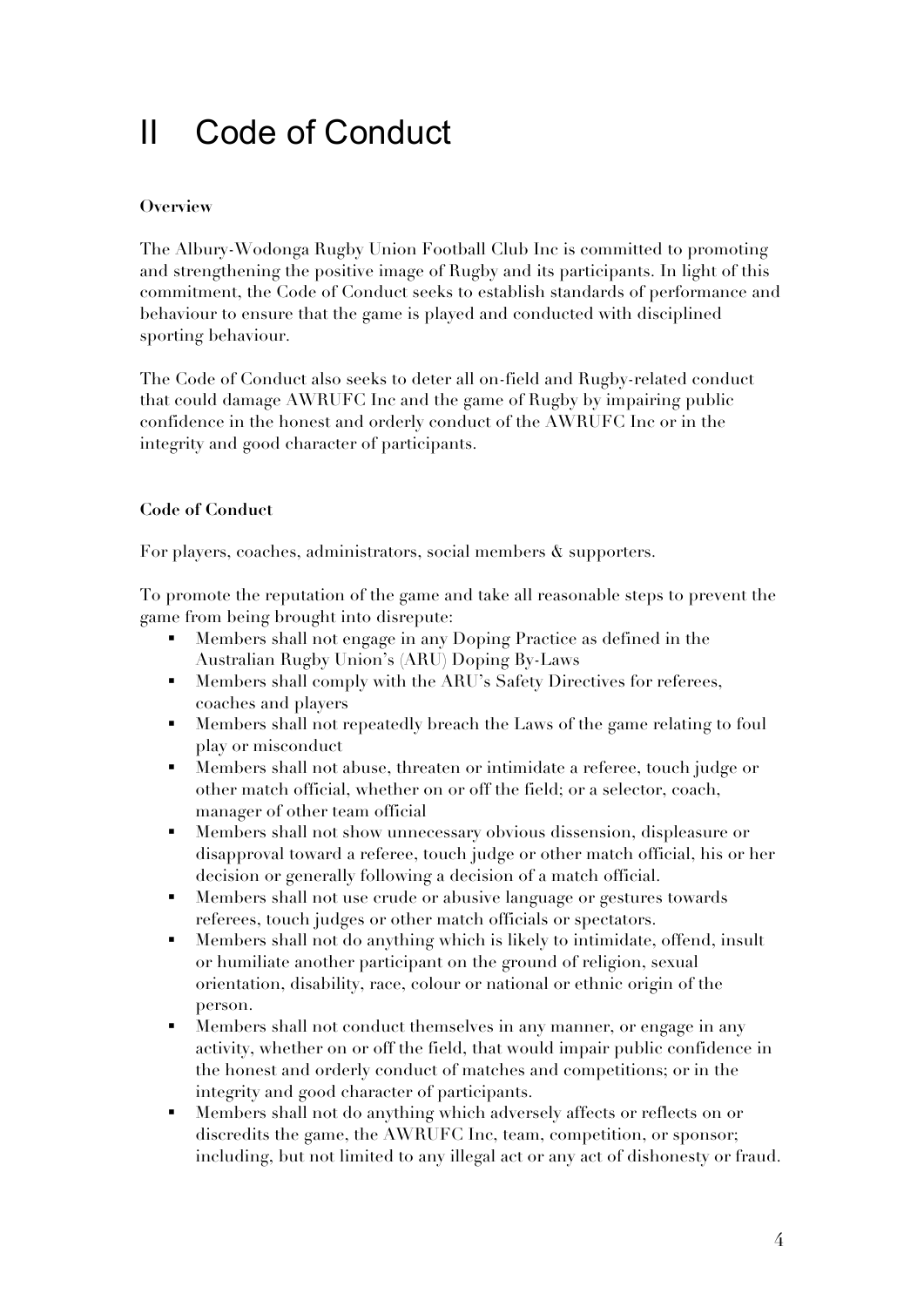# II Code of Conduct

**Overview**

The Albury-Wodonga Rugby Union Football Club Inc is committed to promoting and strengthening the positive image of Rugby and its participants. In light of this commitment, the Code of Conduct seeks to establish standards of performance and behaviour to ensure that the game is played and conducted with disciplined sporting behaviour.

The Code of Conduct also seeks to deter all on-field and Rugby-related conduct that could damage AWRUFC Inc and the game of Rugby by impairing public confidence in the honest and orderly conduct of the AWRUFC Inc or in the integrity and good character of participants.

**Code of Conduct**

For players, coaches, administrators, social members & supporters.

To promote the reputation of the game and take all reasonable steps to prevent the game from being brought into disrepute:

- Members shall not engage in any Doping Practice as defined in the Australian Rugby Union's (ARU) Doping By-Laws
- Members shall comply with the ARU's Safety Directives for referees, coaches and players
- Members shall not repeatedly breach the Laws of the game relating to foul play or misconduct
- Members shall not abuse, threaten or intimidate a referee, touch judge or other match official, whether on or off the field; or a selector, coach, manager of other team official
- Members shall not show unnecessary obvious dissension, displeasure or disapproval toward a referee, touch judge or other match official, his or her decision or generally following a decision of a match official.
- Members shall not use crude or abusive language or gestures towards referees, touch judges or other match officials or spectators.
- Members shall not do anything which is likely to intimidate, offend, insult or humiliate another participant on the ground of religion, sexual orientation, disability, race, colour or national or ethnic origin of the person.
- Members shall not conduct themselves in any manner, or engage in any activity, whether on or off the field, that would impair public confidence in the honest and orderly conduct of matches and competitions; or in the integrity and good character of participants.
- Members shall not do anything which adversely affects or reflects on or discredits the game, the AWRUFC Inc, team, competition, or sponsor; including, but not limited to any illegal act or any act of dishonesty or fraud.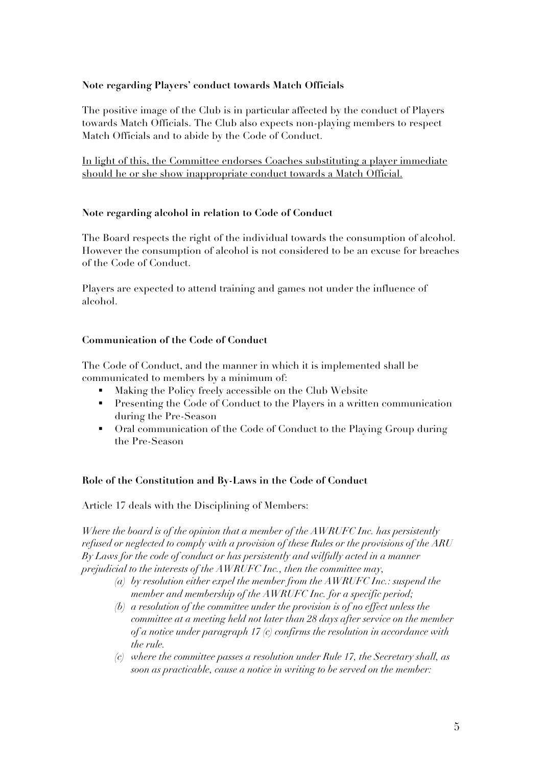**Note regarding Players' conduct towards Match Officials**

The positive image of the Club is in particular affected by the conduct of Players towards Match Officials. The Club also expects non-playing members to respect Match Officials and to abide by the Code of Conduct.

<u>In light of this, the Committee endorses Coaches substituting a player immediate should he or she show inappropriate conduct towards a Match Official.</u>

**Note regarding alcohol in relation to Code of Conduct**

The Board respects the right of the individual towards the consumption of alcohol. However the consumption of alcohol is not considered to be an excuse for breaches of the Code of Conduct.

Players are expected to attend training and games not under the influence of alcohol.

**Communication of the Code of Conduct**

The Code of Conduct, and the manner in which it is implemented shall be communicated to members by a minimum of:

- Making the Policy freely accessible on the Club Website
- Presenting the Code of Conduct to the Players in a written communication during the Pre-Season
- Oral communication of the Code of Conduct to the Playing Group during the Pre-Season

**Role of the Constitution and By-Laws in the Code of Conduct**

Article 17 deals with the Disciplining of Members:

*Where the board is of the opinion that a member of the AWRUFC Inc. has persistently refused or neglected to comply with a provision of these Rules or the provisions of the ARU By Laws for the code of conduct or has persistently and wilfully acted in a manner prejudicial to the interests of the AWRUFC Inc., then the committee may,*

*(a) by resolution either expel the member from the AWRUFC Inc.: suspend the member and membership of the AWRUFC Inc. for a specific period;*

*(b) a resolution of the committee under the provision is of no effect unless the committee at a meeting held not later than 28 days after service on the member of a notice under paragraph 17 (c) confirms the resolution in accordance with the rule.*

*(c) where the committee passes a resolution under Rule 17, the Secretary shall, as soon as practicable, cause a notice in writing to be served on the member:*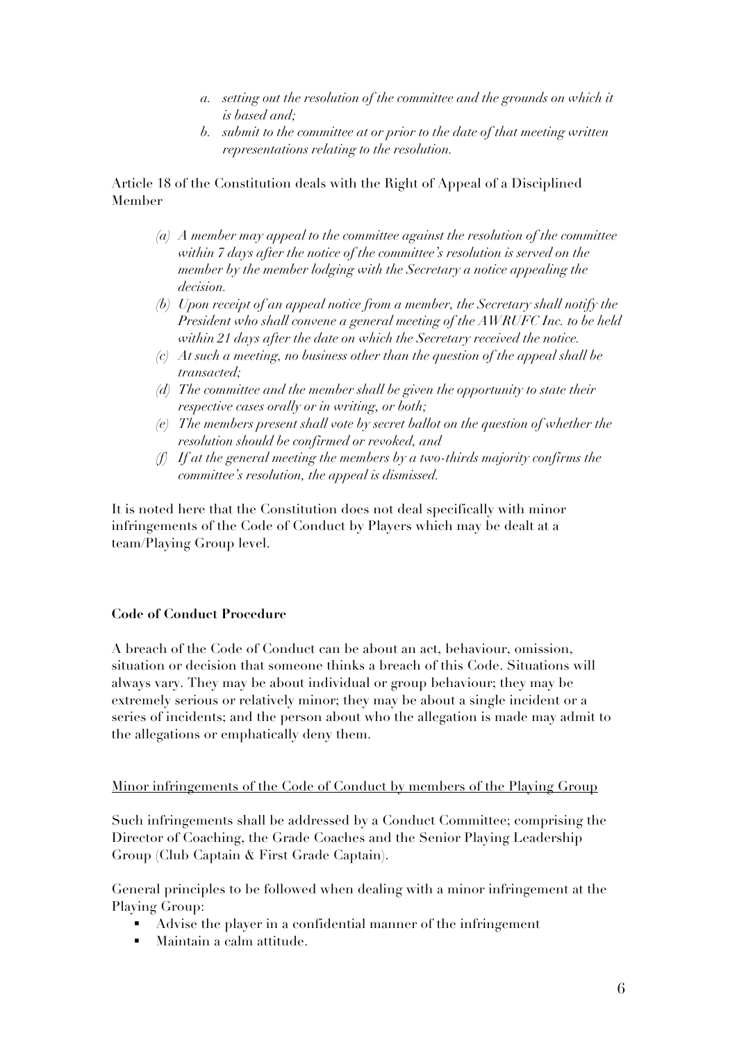*a. setting out the resolution of the committee and the grounds on which it is based and;*

*b. submit to the committee at or prior to the date of that meeting written representations relating to the resolution.*

Article 18 of the Constitution deals with the Right of Appeal of a Disciplined Member

*(a) A member may appeal to the committee against the resolution of the committee within 7 days after the notice of the committee's resolution is served on the member by the member lodging with the Secretary a notice appealing the decision.*

*(b) Upon receipt of an appeal notice from a member, the Secretary shall notify the President who shall convene a general meeting of the AWRUFC Inc. to be held within 21 days after the date on which the Secretary received the notice.*

*(c) At such a meeting, no business other than the question of the appeal shall be transacted;*

*(d) The committee and the member shall be given the opportunity to state their respective cases orally or in writing, or both;*

*(e) The members present shall vote by secret ballot on the question of whether the resolution should be confirmed or revoked, and*

*(f) If at the general meeting the members by a two-thirds majority confirms the committee's resolution, the appeal is dismissed.*

It is noted here that the Constitution does not deal specifically with minor infringements of the Code of Conduct by Players which may be dealt at a team/Playing Group level.

**Code of Conduct Procedure**

A breach of the Code of Conduct can be about an act, behaviour, omission, situation or decision that someone thinks a breach of this Code. Situations will always vary. They may be about individual or group behaviour; they may be extremely serious or relatively minor; they may be about a single incident or a series of incidents; and the person about who the allegation is made may admit to the allegations or emphatically deny them.

<u>Minor infringements of the Code of Conduct by members of the Playing Group</u>

Such infringements shall be addressed by a Conduct Committee; comprising the Director of Coaching, the Grade Coaches and the Senior Playing Leadership Group (Club Captain & First Grade Captain).

General principles to be followed when dealing with a minor infringement at the Playing Group:

- Advise the player in a confidential manner of the infringement
- Maintain a calm attitude.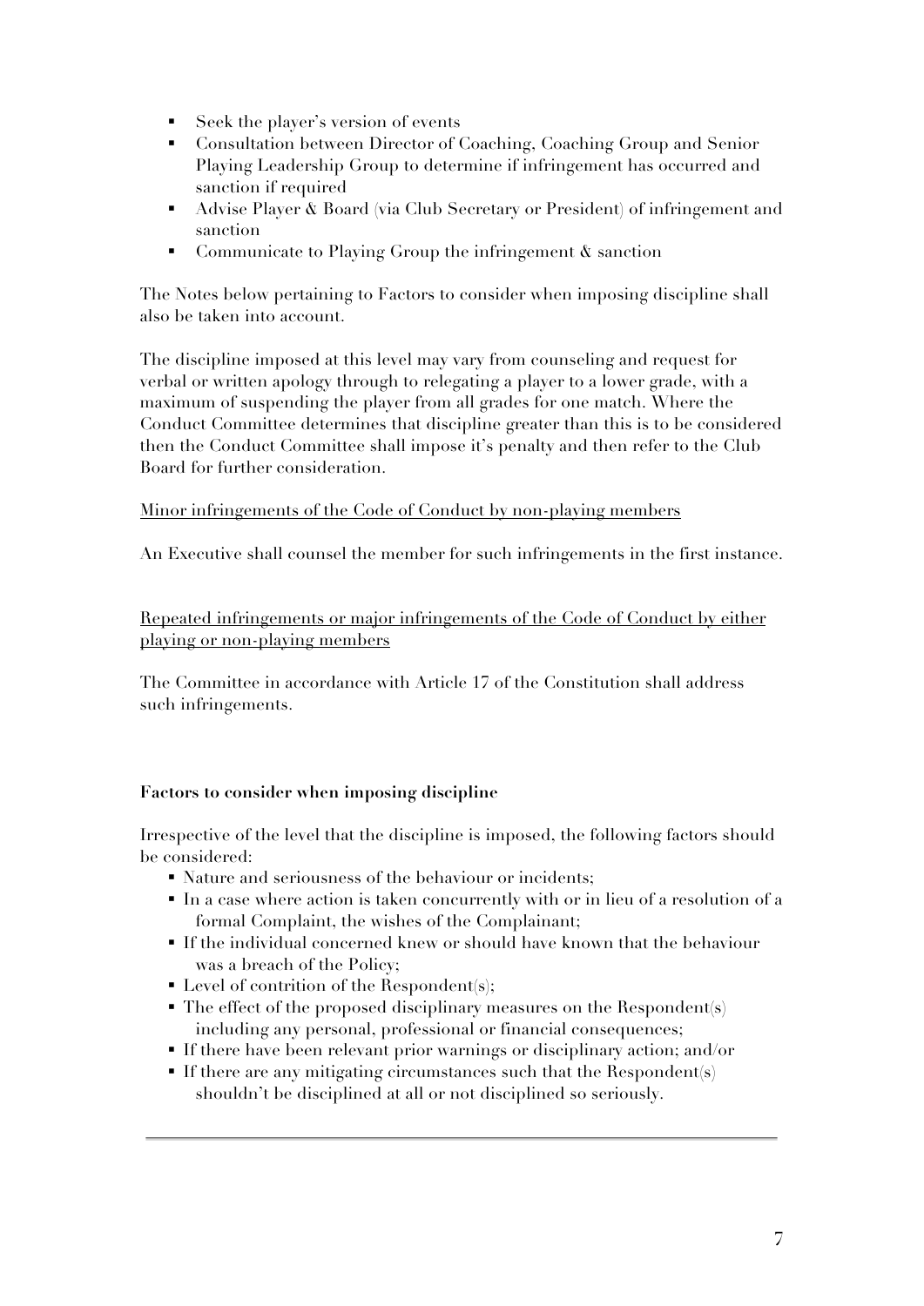- Seek the player's version of events
- Consultation between Director of Coaching, Coaching Group and Senior Playing Leadership Group to determine if infringement has occurred and sanction if required
- Advise Player & Board (via Club Secretary or President) of infringement and sanction
- Communicate to Playing Group the infringement & sanction

The Notes below pertaining to Factors to consider when imposing discipline shall also be taken into account.

The discipline imposed at this level may vary from counseling and request for verbal or written apology through to relegating a player to a lower grade, with a maximum of suspending the player from all grades for one match. Where the Conduct Committee determines that discipline greater than this is to be considered then the Conduct Committee shall impose it's penalty and then refer to the Club Board for further consideration.

<u>Minor infringements of the Code of Conduct by non-playing members</u>

An Executive shall counsel the member for such infringements in the first instance.

<u>Repeated infringements or major infringements of the Code of Conduct by either playing or non-playing members</u>

The Committee in accordance with Article 17 of the Constitution shall address such infringements.

**Factors to consider when imposing discipline**

Irrespective of the level that the discipline is imposed, the following factors should be considered:

- Nature and seriousness of the behaviour or incidents;
- In a case where action is taken concurrently with or in lieu of a resolution of a formal Complaint, the wishes of the Complainant;
- If the individual concerned knew or should have known that the behaviour was a breach of the Policy;
- Level of contrition of the Respondent(s);
- The effect of the proposed disciplinary measures on the Respondent(s) including any personal, professional or financial consequences;
- If there have been relevant prior warnings or disciplinary action; and/or
- If there are any mitigating circumstances such that the Respondent(s) shouldn't be disciplined at all or not disciplined so seriously.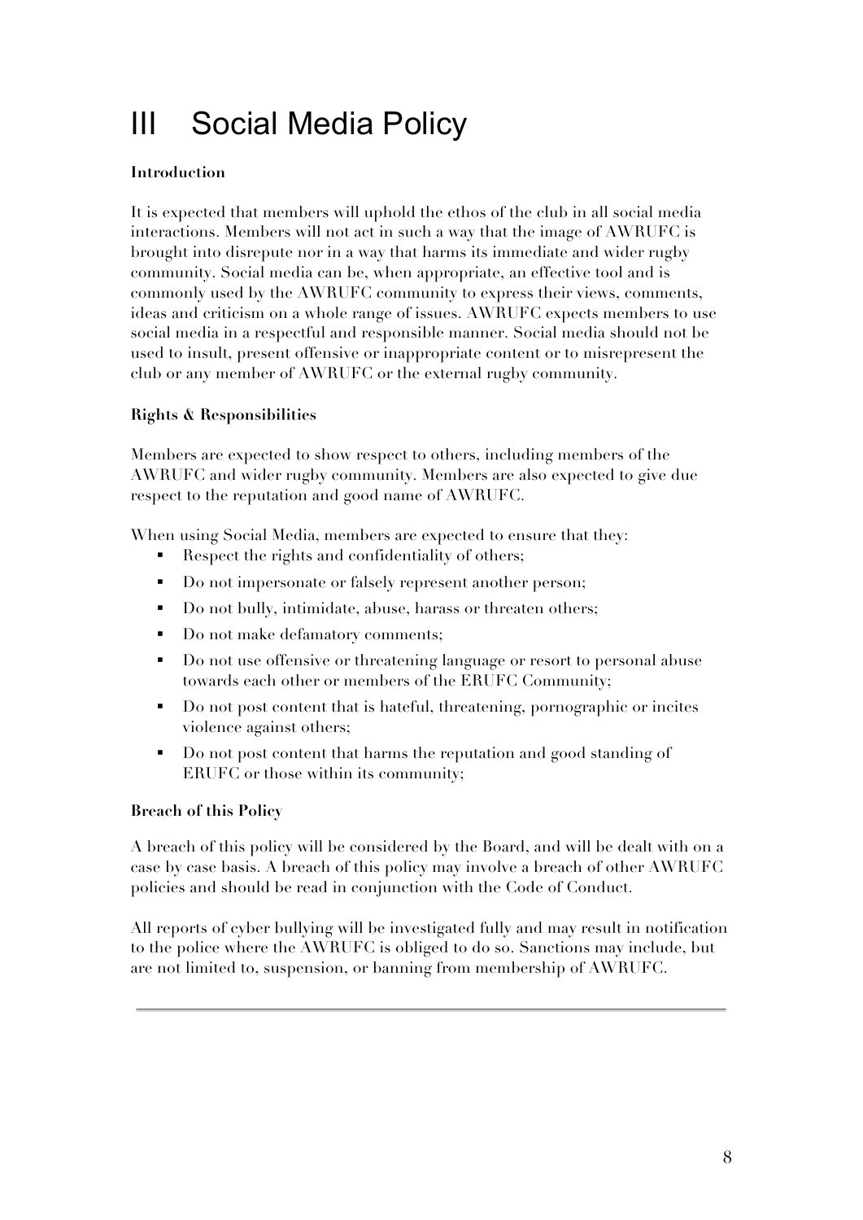# III Social Media Policy

**Introduction**

It is expected that members will uphold the ethos of the club in all social media interactions. Members will not act in such a way that the image of AWRUFC is brought into disrepute nor in a way that harms its immediate and wider rugby community. Social media can be, when appropriate, an effective tool and is commonly used by the AWRUFC community to express their views, comments, ideas and criticism on a whole range of issues. AWRUFC expects members to use social media in a respectful and responsible manner. Social media should not be used to insult, present offensive or inappropriate content or to misrepresent the club or any member of AWRUFC or the external rugby community.

**Rights & Responsibilities**

Members are expected to show respect to others, including members of the AWRUFC and wider rugby community. Members are also expected to give due respect to the reputation and good name of AWRUFC.

When using Social Media, members are expected to ensure that they:

- Respect the rights and confidentiality of others;
- Do not impersonate or falsely represent another person;
- Do not bully, intimidate, abuse, harass or threaten others;
- Do not make defamatory comments;
- Do not use offensive or threatening language or resort to personal abuse towards each other or members of the ERUFC Community;
- Do not post content that is hateful, threatening, pornographic or incites violence against others;
- Do not post content that harms the reputation and good standing of ERUFC or those within its community;

**Breach of this Policy**

A breach of this policy will be considered by the Board, and will be dealt with on a case by case basis. A breach of this policy may involve a breach of other AWRUFC policies and should be read in conjunction with the Code of Conduct.

All reports of cyber bullying will be investigated fully and may result in notification to the police where the AWRUFC is obliged to do so. Sanctions may include, but are not limited to, suspension, or banning from membership of AWRUFC.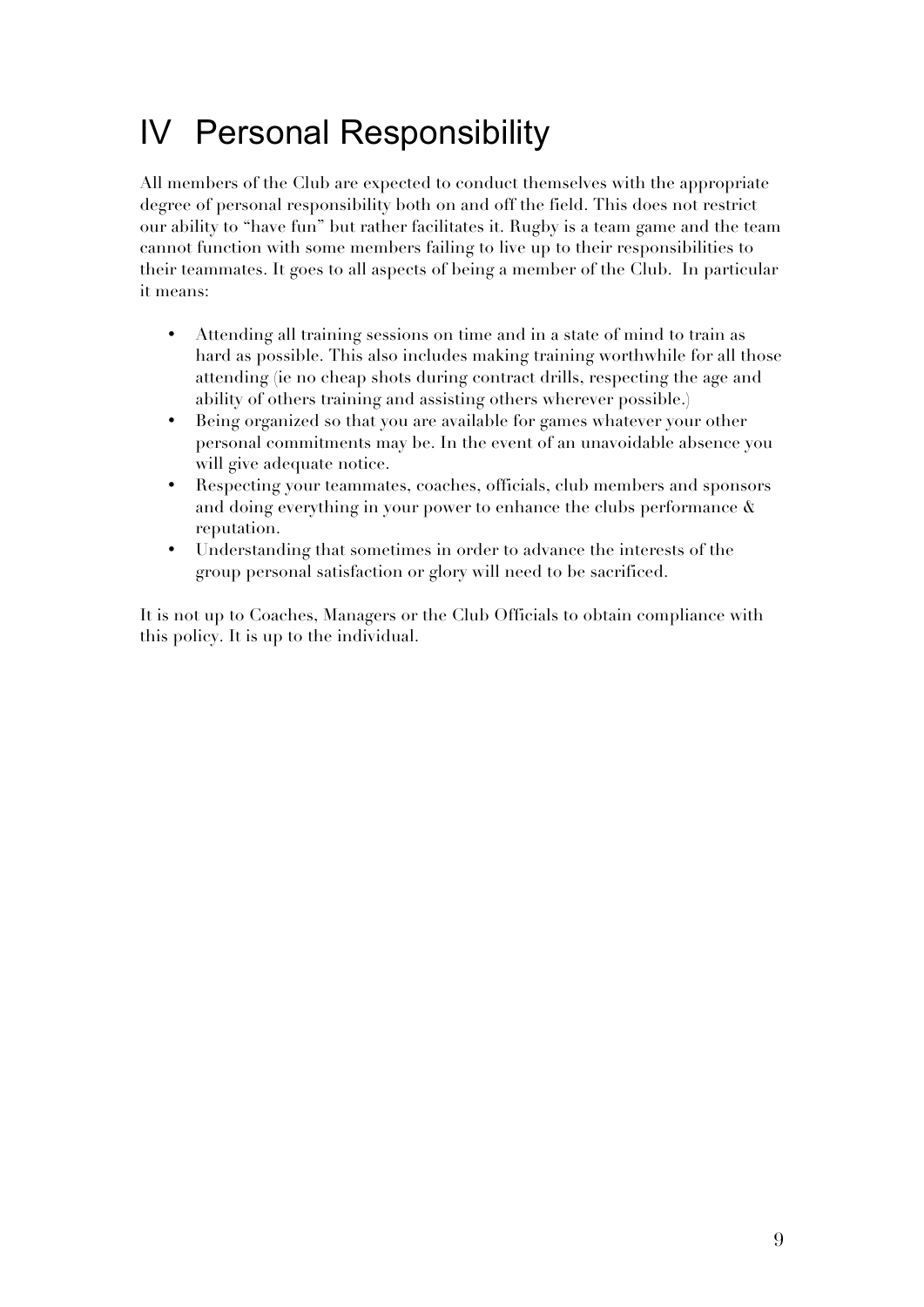# IV Personal Responsibility

All members of the Club are expected to conduct themselves with the appropriate degree of personal responsibility both on and off the field. This does not restrict our ability to "have fun" but rather facilitates it. Rugby is a team game and the team cannot function with some members failing to live up to their responsibilities to their teammates. It goes to all aspects of being a member of the Club. In particular it means:

- Attending all training sessions on time and in a state of mind to train as hard as possible. This also includes making training worthwhile for all those attending (ie no cheap shots during contract drills, respecting the age and ability of others training and assisting others wherever possible.)
- Being organized so that you are available for games whatever your other personal commitments may be. In the event of an unavoidable absence you will give adequate notice.
- Respecting your teammates, coaches, officials, club members and sponsors and doing everything in your power to enhance the clubs performance & reputation.
- Understanding that sometimes in order to advance the interests of the group personal satisfaction or glory will need to be sacrificed.

It is not up to Coaches, Managers or the Club Officials to obtain compliance with this policy. It is up to the individual.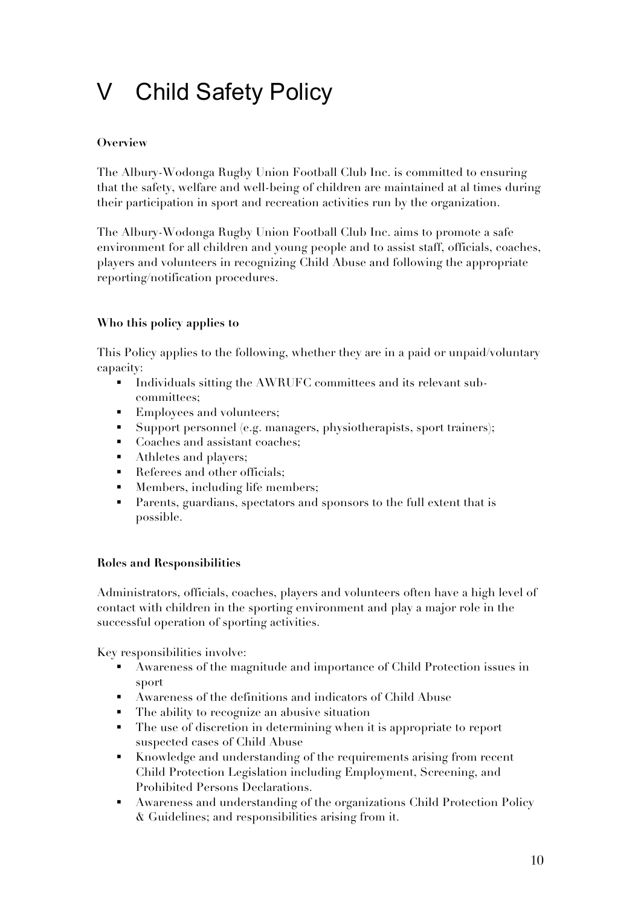# V Child Safety Policy

**Overview**

The Albury-Wodonga Rugby Union Football Club Inc. is committed to ensuring that the safety, welfare and well-being of children are maintained at al times during their participation in sport and recreation activities run by the organization.

The Albury-Wodonga Rugby Union Football Club Inc. aims to promote a safe environment for all children and young people and to assist staff, officials, coaches, players and volunteers in recognizing Child Abuse and following the appropriate reporting/notification procedures.

**Who this policy applies to**

This Policy applies to the following, whether they are in a paid or unpaid/voluntary capacity:

- Individuals sitting the AWRUFC committees and its relevant sub-committees;
- Employees and volunteers;
- Support personnel (e.g. managers, physiotherapists, sport trainers);
- Coaches and assistant coaches;
- Athletes and players;
- Referees and other officials;
- Members, including life members;
- Parents, guardians, spectators and sponsors to the full extent that is possible.

**Roles and Responsibilities**

Administrators, officials, coaches, players and volunteers often have a high level of contact with children in the sporting environment and play a major role in the successful operation of sporting activities.

Key responsibilities involve:

- Awareness of the magnitude and importance of Child Protection issues in sport
- Awareness of the definitions and indicators of Child Abuse
- The ability to recognize an abusive situation
- The use of discretion in determining when it is appropriate to report suspected cases of Child Abuse
- Knowledge and understanding of the requirements arising from recent Child Protection Legislation including Employment, Screening, and Prohibited Persons Declarations.
- Awareness and understanding of the organizations Child Protection Policy & Guidelines; and responsibilities arising from it.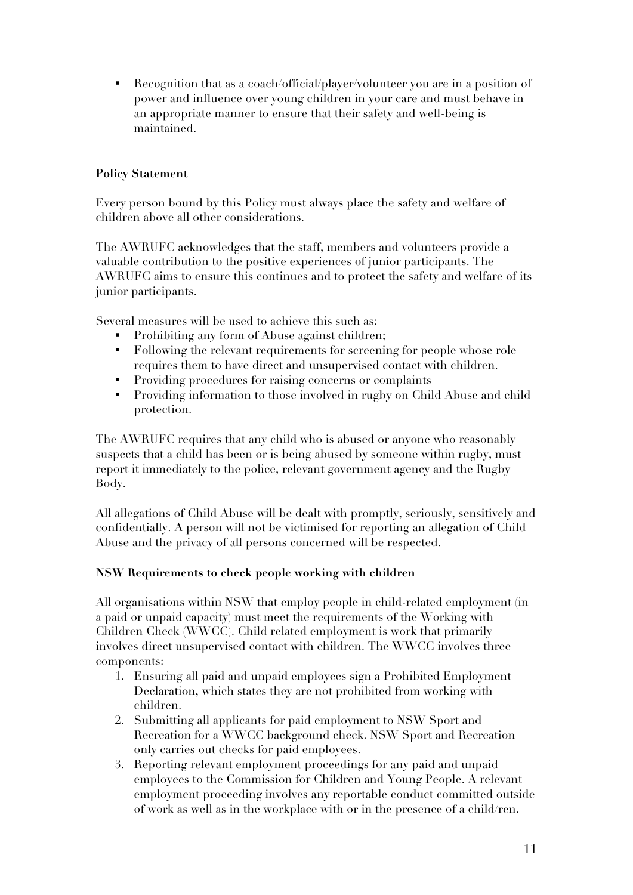- Recognition that as a coach/official/player/volunteer you are in a position of power and influence over young children in your care and must behave in an appropriate manner to ensure that their safety and well-being is maintained.

**Policy Statement**

Every person bound by this Policy must always place the safety and welfare of children above all other considerations.

The AWRUFC acknowledges that the staff, members and volunteers provide a valuable contribution to the positive experiences of junior participants. The AWRUFC aims to ensure this continues and to protect the safety and welfare of its junior participants.

Several measures will be used to achieve this such as:

- Prohibiting any form of Abuse against children;
- Following the relevant requirements for screening for people whose role requires them to have direct and unsupervised contact with children.
- Providing procedures for raising concerns or complaints
- Providing information to those involved in rugby on Child Abuse and child protection.

The AWRUFC requires that any child who is abused or anyone who reasonably suspects that a child has been or is being abused by someone within rugby, must report it immediately to the police, relevant government agency and the Rugby Body.

All allegations of Child Abuse will be dealt with promptly, seriously, sensitively and confidentially. A person will not be victimised for reporting an allegation of Child Abuse and the privacy of all persons concerned will be respected.

**NSW Requirements to check people working with children**

All organisations within NSW that employ people in child-related employment (in a paid or unpaid capacity) must meet the requirements of the Working with Children Check (WWCC). Child related employment is work that primarily involves direct unsupervised contact with children. The WWCC involves three components:

1. Ensuring all paid and unpaid employees sign a Prohibited Employment Declaration, which states they are not prohibited from working with children.
2. Submitting all applicants for paid employment to NSW Sport and Recreation for a WWCC background check. NSW Sport and Recreation only carries out checks for paid employees.
3. Reporting relevant employment proceedings for any paid and unpaid employees to the Commission for Children and Young People. A relevant employment proceeding involves any reportable conduct committed outside of work as well as in the workplace with or in the presence of a child/ren.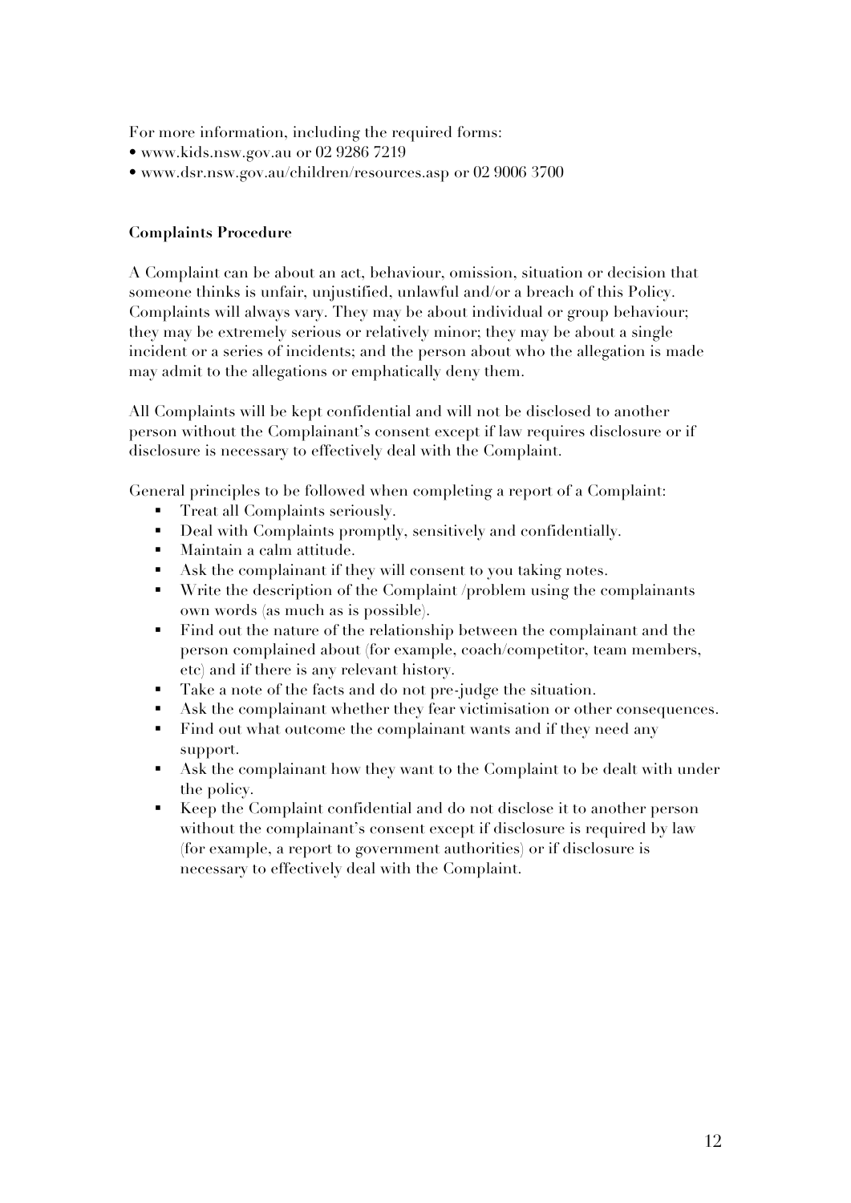For more information, including the required forms:

- www.kids.nsw.gov.au or 02 9286 7219
- www.dsr.nsw.gov.au/children/resources.asp or 02 9006 3700

**Complaints Procedure**

A Complaint can be about an act, behaviour, omission, situation or decision that someone thinks is unfair, unjustified, unlawful and/or a breach of this Policy. Complaints will always vary. They may be about individual or group behaviour; they may be extremely serious or relatively minor; they may be about a single incident or a series of incidents; and the person about who the allegation is made may admit to the allegations or emphatically deny them.

All Complaints will be kept confidential and will not be disclosed to another person without the Complainant's consent except if law requires disclosure or if disclosure is necessary to effectively deal with the Complaint.

General principles to be followed when completing a report of a Complaint:

- Treat all Complaints seriously.
- Deal with Complaints promptly, sensitively and confidentially.
- Maintain a calm attitude.
- Ask the complainant if they will consent to you taking notes.
- Write the description of the Complaint /problem using the complainants own words (as much as is possible).
- Find out the nature of the relationship between the complainant and the person complained about (for example, coach/competitor, team members, etc) and if there is any relevant history.
- Take a note of the facts and do not pre-judge the situation.
- Ask the complainant whether they fear victimisation or other consequences.
- Find out what outcome the complainant wants and if they need any support.
- Ask the complainant how they want to the Complaint to be dealt with under the policy.
- Keep the Complaint confidential and do not disclose it to another person without the complainant's consent except if disclosure is required by law (for example, a report to government authorities) or if disclosure is necessary to effectively deal with the Complaint.